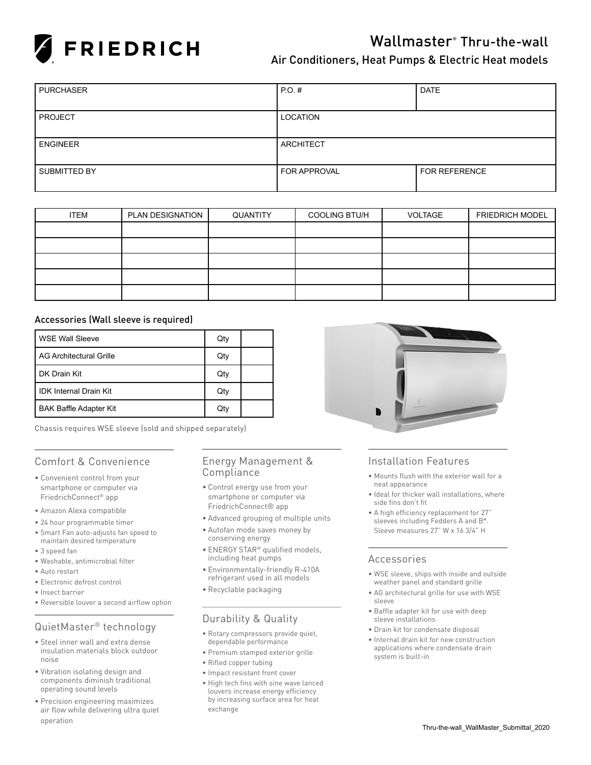# FRIEDRICH

## Wallmaster® Thru-the-wall

### Air Conditioners, Heat Pumps & Electric Heat models

| PURCHASER | P.O. # | DATE |
|---|---|---|
| PROJECT | LOCATION | |
| ENGINEER | ARCHITECT | |
| SUBMITTED BY | FOR APPROVAL | FOR REFERENCE |

| ITEM | PLAN DESIGNATION | QUANTITY | COOLING BTU/H | VOLTAGE | FRIEDRICH MODEL |
|---|---|---|---|---|---|
| | | | | | |
| | | | | | |
| | | | | | |
| | | | | | |
| | | | | | |

### Accessories (Wall sleeve is required)

| | | |
|---|---|---|
| WSE Wall Sleeve | Qty | |
| AG Architectural Grille | Qty | |
| DK Drain Kit | Qty | |
| IDK Internal Drain Kit | Qty | |
| BAK Baffle Adapter Kit | Qty | |

Chassis requires WSE sleeve (sold and shipped separately)

## Comfort & Convenience

- Convenient control from your smartphone or computer via FriedrichConnect® app
- Amazon Alexa compatible
- 24 hour programmable timer
- Smart Fan auto-adjusts fan speed to maintain desired temperature
- 3 speed fan
- Washable, antimicrobial filter
- Auto restart
- Electronic defrost control
- Insect barrier
- Reversible louver a second airflow option

## QuietMaster® technology

- Steel inner wall and extra dense insulation materials block outdoor noise
- Vibration isolating design and components diminish traditional operating sound levels
- Precision engineering maximizes air flow while delivering ultra quiet operation

## Energy Management & Compliance

- Control energy use from your smartphone or computer via FriedrichConnect® app
- Advanced grouping of multiple units
- Autofan mode saves money by conserving energy
- ENERGY STAR® qualified models, including heat pumps
- Environmentally-friendly R-410A refrigerant used in all models
- Recyclable packaging

## Durability & Quality

- Rotary compressors provide quiet, dependable performance
- Premium stamped exterior grille
- Rifled copper tubing
- Impact resistant front cover
- High tech fins with sine wave lanced louvers increase energy efficiency by increasing surface area for heat exchange

## Installation Features

- Mounts flush with the exterior wall for a neat appearance
- Ideal for thicker wall installations, where side fins don't fit
- A high efficiency replacement for 27" sleeves including Fedders A and B*. Sleeve measures 27" W x 16 3/4" H

## Accessories

- WSE sleeve, ships with inside and outside weather panel and standard grille
- AG architectural grille for use with WSE sleeve
- Baffle adapter kit for use with deep sleeve installations
- Drain kit for condensate disposal
- Internal drain kit for new construction applications where condensate drain system is built-in

Thru-the-wall_WallMaster_Submittal_2020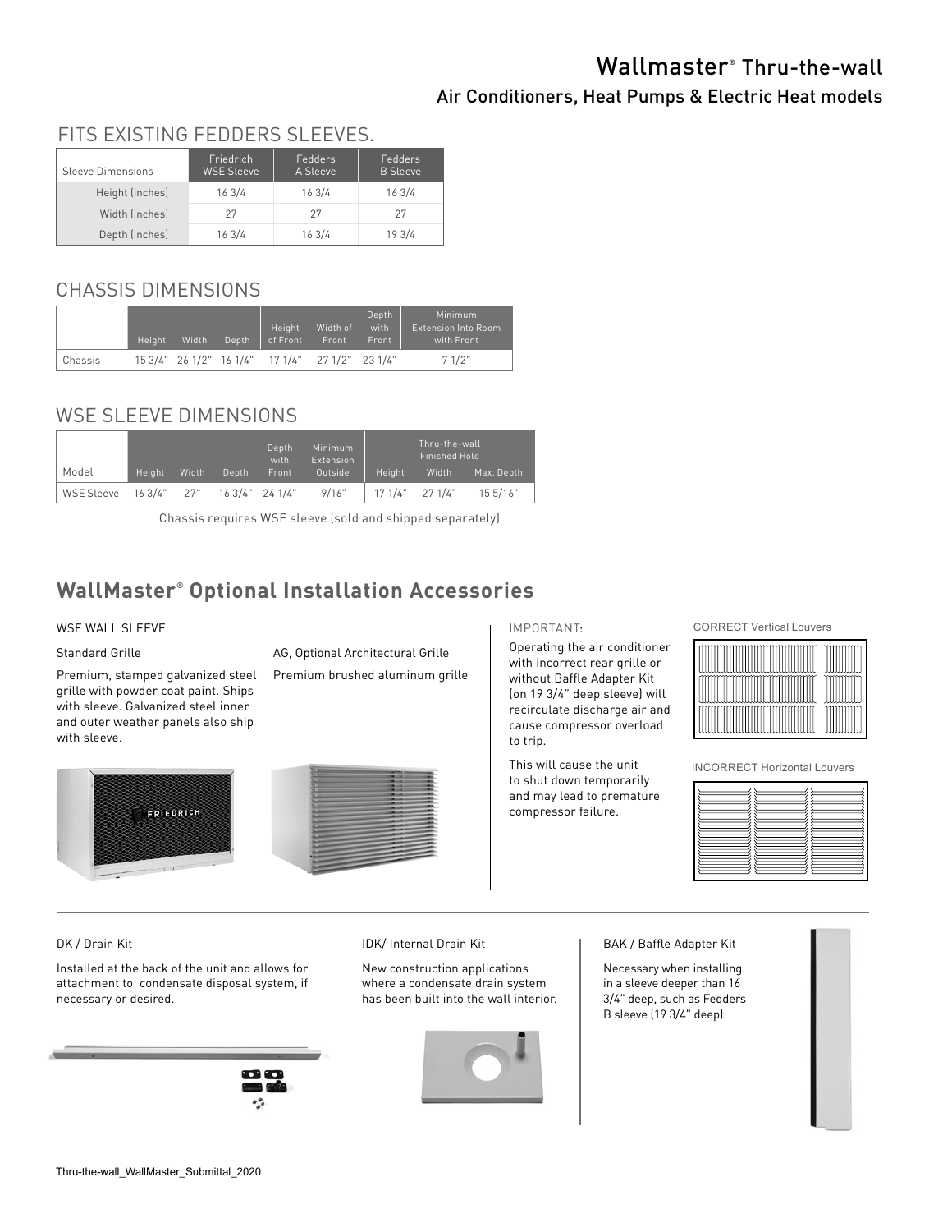# Wallmaster® Thru-the-wall

## Air Conditioners, Heat Pumps & Electric Heat models

## FITS EXISTING FEDDERS SLEEVES.

| Sleeve Dimensions | Friedrich WSE Sleeve | Fedders A Sleeve | Fedders B Sleeve |
|---|---|---|---|
| Height (inches) | 16 3/4 | 16 3/4 | 16 3/4 |
| Width (inches) | 27 | 27 | 27 |
| Depth (inches) | 16 3/4 | 16 3/4 | 19 3/4 |

## CHASSIS DIMENSIONS

| | Height | Width | Depth | Height of Front | Width of Front | Depth with Front | Minimum Extension Into Room with Front |
|---|---|---|---|---|---|---|---|
| Chassis | 15 3/4" | 26 1/2" | 16 1/4" | 17 1/4" | 27 1/2" | 23 1/4" | 7 1/2" |

## WSE SLEEVE DIMENSIONS

| Model | Height | Width | Depth | Depth with Front | Minimum Extension Outside | Thru-the-wall Finished Hole Height | Thru-the-wall Finished Hole Width | Thru-the-wall Finished Hole Max. Depth |
|---|---|---|---|---|---|---|---|---|
| WSE Sleeve | 16 3/4" | 27" | 16 3/4" | 24 1/4" | 9/16" | 17 1/4" | 27 1/4" | 15 5/16" |

Chassis requires WSE sleeve (sold and shipped separately)

## WallMaster® Optional Installation Accessories

### WSE WALL SLEEVE

**Standard Grille**

Premium, stamped galvanized steel grille with powder coat paint. Ships with sleeve. Galvanized steel inner and outer weather panels also ship with sleeve.

**AG, Optional Architectural Grille**

Premium brushed aluminum grille

**IMPORTANT:**

Operating the air conditioner with incorrect rear grille or without Baffle Adapter Kit (on 19 3/4" deep sleeve) will recirculate discharge air and cause compressor overload to trip.

This will cause the unit to shut down temporarily and may lead to premature compressor failure.

CORRECT Vertical Louvers

INCORRECT Horizontal Louvers

### DK / Drain Kit

Installed at the back of the unit and allows for attachment to condensate disposal system, if necessary or desired.

### IDK/ Internal Drain Kit

New construction applications where a condensate drain system has been built into the wall interior.

### BAK / Baffle Adapter Kit

Necessary when installing in a sleeve deeper than 16 3/4" deep, such as Fedders B sleeve (19 3/4" deep).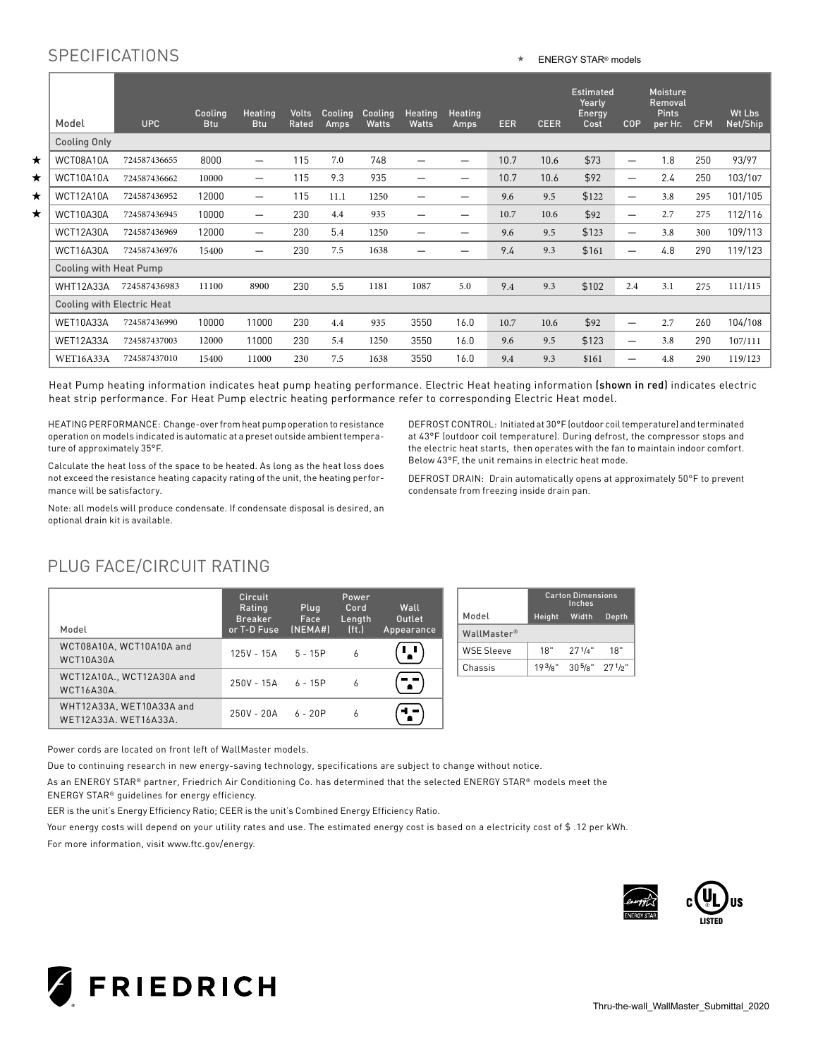## SPECIFICATIONS

★ ENERGY STAR® models

| | Model | UPC | Cooling Btu | Heating Btu | Volts Rated | Cooling Amps | Cooling Watts | Heating Watts | Heating Amps | EER | CEER | Estimated Yearly Energy Cost | COP | Moisture Removal Pints per Hr. | CFM | Wt Lbs Net/Ship |
|---|---|---|---|---|---|---|---|---|---|---|---|---|---|---|---|---|
| | **Cooling Only** | | | | | | | | | | | | | | | |
| ★ | WCT08A10A | 724587436655 | 8000 | — | 115 | 7.0 | 748 | — | — | 10.7 | 10.6 | $73 | — | 1.8 | 250 | 93/97 |
| ★ | WCT10A10A | 724587436662 | 10000 | — | 115 | 9.3 | 935 | — | — | 10.7 | 10.6 | $92 | — | 2.4 | 250 | 103/107 |
| ★ | WCT12A10A | 724587436952 | 12000 | — | 115 | 11.1 | 1250 | — | — | 9.6 | 9.5 | $122 | — | 3.8 | 295 | 101/105 |
| ★ | WCT10A30A | 724587436945 | 10000 | — | 230 | 4.4 | 935 | — | — | 10.7 | 10.6 | $92 | — | 2.7 | 275 | 112/116 |
| | WCT12A30A | 724587436969 | 12000 | — | 230 | 5.4 | 1250 | — | — | 9.6 | 9.5 | $123 | — | 3.8 | 300 | 109/113 |
| | WCT16A30A | 724587436976 | 15400 | — | 230 | 7.5 | 1638 | — | — | 9.4 | 9.3 | $161 | — | 4.8 | 290 | 119/123 |
| | **Cooling with Heat Pump** | | | | | | | | | | | | | | | |
| | WHT12A33A | 724587436983 | 11100 | 8900 | 230 | 5.5 | 1181 | 1087 | 5.0 | 9.4 | 9.3 | $102 | 2.4 | 3.1 | 275 | 111/115 |
| | **Cooling with Electric Heat** | | | | | | | | | | | | | | | |
| | WET10A33A | 724587436990 | 10000 | 11000 | 230 | 4.4 | 935 | 3550 | 16.0 | 10.7 | 10.6 | $92 | — | 2.7 | 260 | 104/108 |
| | WET12A33A | 724587437003 | 12000 | 11000 | 230 | 5.4 | 1250 | 3550 | 16.0 | 9.6 | 9.5 | $123 | — | 3.8 | 290 | 107/111 |
| | WET16A33A | 724587437010 | 15400 | 11000 | 230 | 7.5 | 1638 | 3550 | 16.0 | 9.4 | 9.3 | $161 | — | 4.8 | 290 | 119/123 |

Heat Pump heating information indicates heat pump heating performance. Electric Heat heating information (shown in red) indicates electric heat strip performance. For Heat Pump electric heating performance refer to corresponding Electric Heat model.

HEATING PERFORMANCE: Change-over from heat pump operation to resistance operation on models indicated is automatic at a preset outside ambient temperature of approximately 35°F.

Calculate the heat loss of the space to be heated. As long as the heat loss does not exceed the resistance heating capacity rating of the unit, the heating performance will be satisfactory.

Note: all models will produce condensate. If condensate disposal is desired, an optional drain kit is available.

DEFROST CONTROL: Initiated at 30°F (outdoor coil temperature) and terminated at 43°F (outdoor coil temperature). During defrost, the compressor stops and the electric heat starts, then operates with the fan to maintain indoor comfort. Below 43°F, the unit remains in electric heat mode.

DEFROST DRAIN: Drain automatically opens at approximately 50°F to prevent condensate from freezing inside drain pan.

## PLUG FACE/CIRCUIT RATING

| Model | Circuit Rating Breaker or T-D Fuse | Plug Face (NEMA#) | Power Cord Length (ft.) | Wall Outlet Appearance |
|---|---|---|---|---|
| WCT08A10A, WCT10A10A and WCT10A30A | 125V - 15A | 5 - 15P | 6 | |
| WCT12A10A., WCT12A30A and WCT16A30A. | 250V - 15A | 6 - 15P | 6 | |
| WHT12A33A, WET10A33A and WET12A33A. WET16A33A. | 250V - 20A | 6 - 20P | 6 | |

| Model | Carton Dimensions Inches | | |
|---|---|---|---|
| | Height | Width | Depth |
| **WallMaster®** | | | |
| WSE Sleeve | 18" | 27 1/4" | 18" |
| Chassis | 19 3/8" | 30 5/8" | 27 1/2" |

Power cords are located on front left of WallMaster models.

Due to continuing research in new energy-saving technology, specifications are subject to change without notice.

As an ENERGY STAR® partner, Friedrich Air Conditioning Co. has determined that the selected ENERGY STAR® models meet the ENERGY STAR® guidelines for energy efficiency.

EER is the unit's Energy Efficiency Ratio; CEER is the unit's Combined Energy Efficiency Ratio.

Your energy costs will depend on your utility rates and use. The estimated energy cost is based on a electricity cost of $ .12 per kWh.

For more information, visit www.ftc.gov/energy.

FRIEDRICH

Thru-the-wall_WallMaster_Submittal_2020